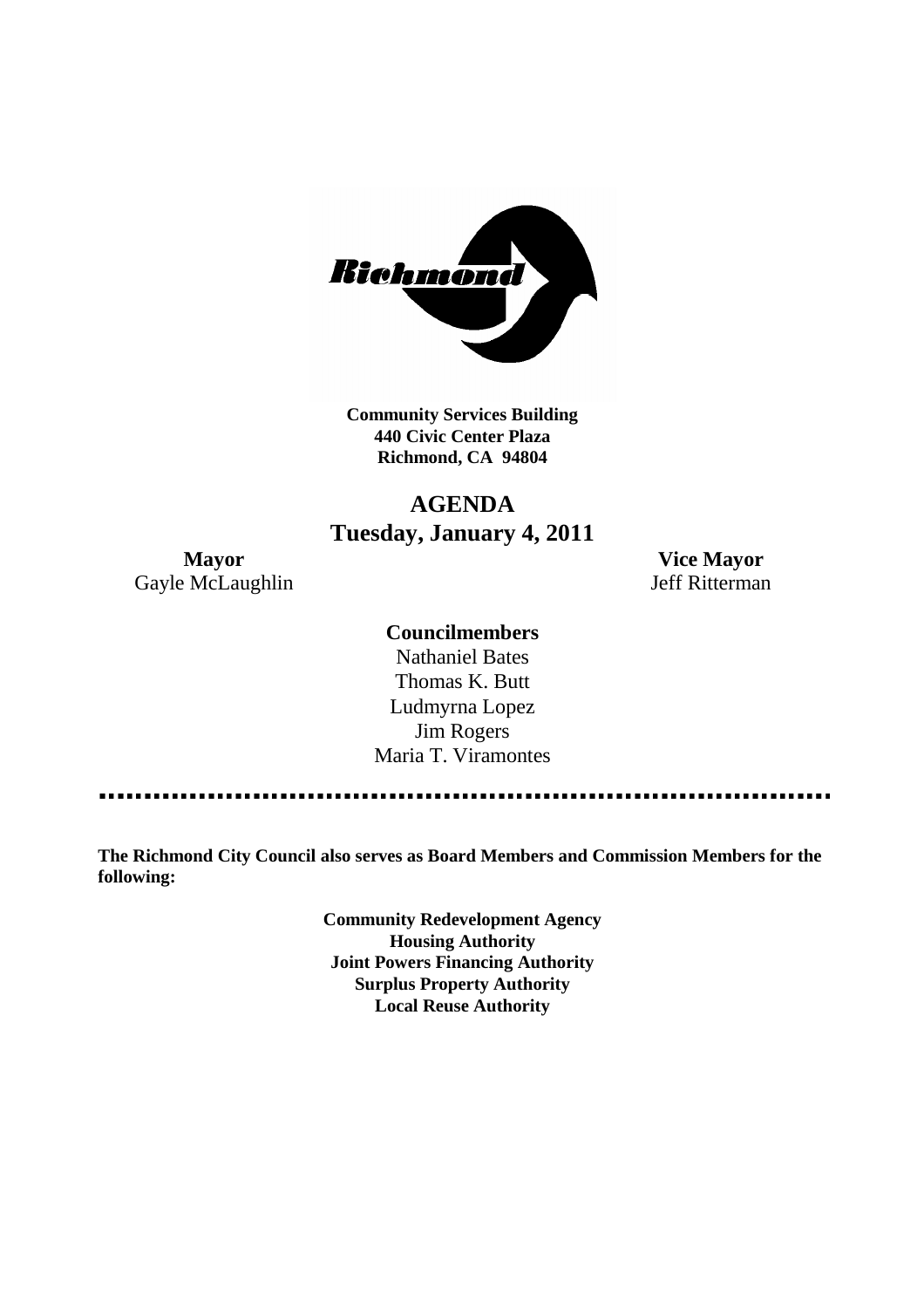**Community Services Building**
**440 Civic Center Plaza**
**Richmond, CA 94804**

# AGENDA
## Tuesday, January 4, 2011

**Mayor**
Gayle McLaughlin

**Vice Mayor**
Jeff Ritterman

**Councilmembers**

Nathaniel Bates
Thomas K. Butt
Ludmyrna Lopez
Jim Rogers
Maria T. Viramontes

---

**The Richmond City Council also serves as Board Members and Commission Members for the following:**

**Community Redevelopment Agency**
**Housing Authority**
**Joint Powers Financing Authority**
**Surplus Property Authority**
**Local Reuse Authority**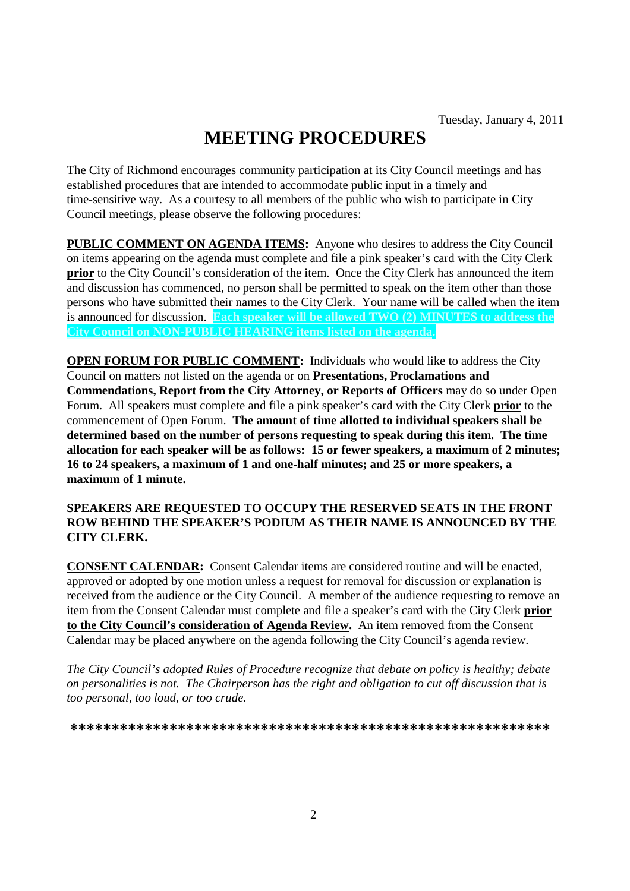Tuesday, January 4, 2011

# MEETING PROCEDURES

The City of Richmond encourages community participation at its City Council meetings and has established procedures that are intended to accommodate public input in a timely and time-sensitive way. As a courtesy to all members of the public who wish to participate in City Council meetings, please observe the following procedures:

**PUBLIC COMMENT ON AGENDA ITEMS:** Anyone who desires to address the City Council on items appearing on the agenda must complete and file a pink speaker's card with the City Clerk **prior** to the City Council's consideration of the item. Once the City Clerk has announced the item and discussion has commenced, no person shall be permitted to speak on the item other than those persons who have submitted their names to the City Clerk. Your name will be called when the item is announced for discussion. **Each speaker will be allowed TWO (2) MINUTES to address the City Council on NON-PUBLIC HEARING items listed on the agenda.**

**OPEN FORUM FOR PUBLIC COMMENT:** Individuals who would like to address the City Council on matters not listed on the agenda or on **Presentations, Proclamations and Commendations, Report from the City Attorney, or Reports of Officers** may do so under Open Forum. All speakers must complete and file a pink speaker's card with the City Clerk **prior** to the commencement of Open Forum. **The amount of time allotted to individual speakers shall be determined based on the number of persons requesting to speak during this item. The time allocation for each speaker will be as follows: 15 or fewer speakers, a maximum of 2 minutes; 16 to 24 speakers, a maximum of 1 and one-half minutes; and 25 or more speakers, a maximum of 1 minute.**

**SPEAKERS ARE REQUESTED TO OCCUPY THE RESERVED SEATS IN THE FRONT ROW BEHIND THE SPEAKER'S PODIUM AS THEIR NAME IS ANNOUNCED BY THE CITY CLERK.**

**CONSENT CALENDAR:** Consent Calendar items are considered routine and will be enacted, approved or adopted by one motion unless a request for removal for discussion or explanation is received from the audience or the City Council. A member of the audience requesting to remove an item from the Consent Calendar must complete and file a speaker's card with the City Clerk **prior to the City Council's consideration of Agenda Review.** An item removed from the Consent Calendar may be placed anywhere on the agenda following the City Council's agenda review.

*The City Council's adopted Rules of Procedure recognize that debate on policy is healthy; debate on personalities is not. The Chairperson has the right and obligation to cut off discussion that is too personal, too loud, or too crude.*

**\*\*\*\*\*\*\*\*\*\*\*\*\*\*\*\*\*\*\*\*\*\*\*\*\*\*\*\*\*\*\*\*\*\*\*\*\*\*\*\*\*\*\*\*\*\*\*\*\*\*\*\*\*\*\*\*\*\***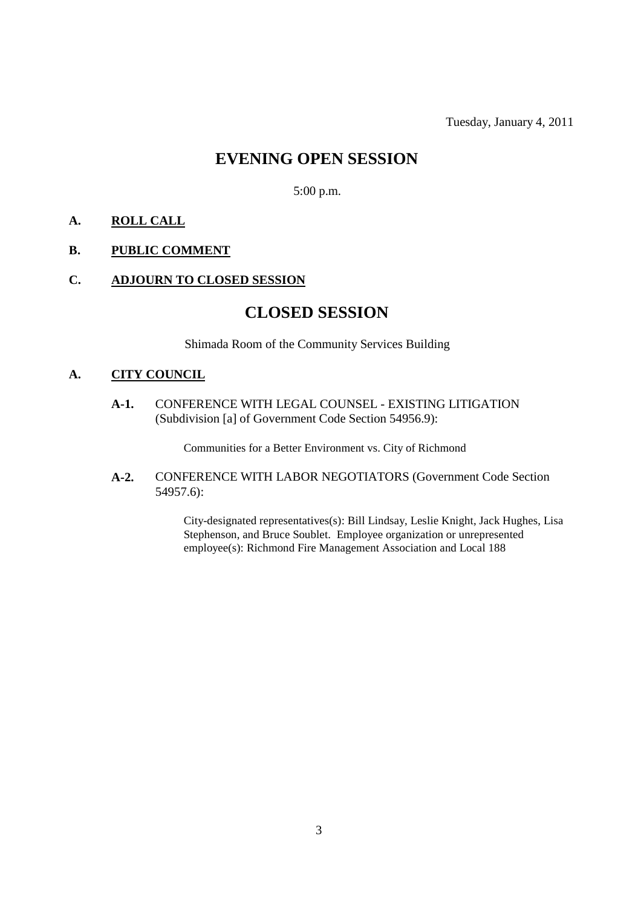Tuesday, January 4, 2011

# EVENING OPEN SESSION

5:00 p.m.

**A. ROLL CALL**

**B. PUBLIC COMMENT**

**C. ADJOURN TO CLOSED SESSION**

# CLOSED SESSION

Shimada Room of the Community Services Building

**A. CITY COUNCIL**

**A-1.** CONFERENCE WITH LEGAL COUNSEL - EXISTING LITIGATION (Subdivision [a] of Government Code Section 54956.9):

Communities for a Better Environment vs. City of Richmond

**A-2.** CONFERENCE WITH LABOR NEGOTIATORS (Government Code Section 54957.6):

City-designated representatives(s): Bill Lindsay, Leslie Knight, Jack Hughes, Lisa Stephenson, and Bruce Soublet. Employee organization or unrepresented employee(s): Richmond Fire Management Association and Local 188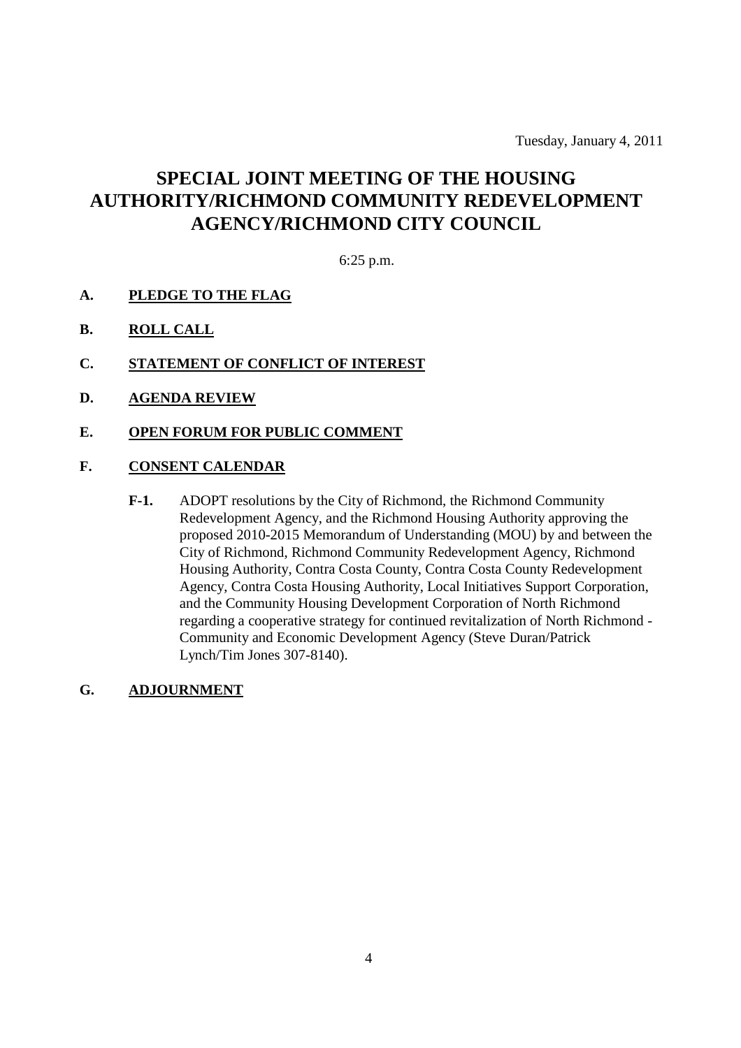Tuesday, January 4, 2011

# SPECIAL JOINT MEETING OF THE HOUSING AUTHORITY/RICHMOND COMMUNITY REDEVELOPMENT AGENCY/RICHMOND CITY COUNCIL

6:25 p.m.

**A. PLEDGE TO THE FLAG**

**B. ROLL CALL**

**C. STATEMENT OF CONFLICT OF INTEREST**

**D. AGENDA REVIEW**

**E. OPEN FORUM FOR PUBLIC COMMENT**

**F. CONSENT CALENDAR**

**F-1.** ADOPT resolutions by the City of Richmond, the Richmond Community Redevelopment Agency, and the Richmond Housing Authority approving the proposed 2010-2015 Memorandum of Understanding (MOU) by and between the City of Richmond, Richmond Community Redevelopment Agency, Richmond Housing Authority, Contra Costa County, Contra Costa County Redevelopment Agency, Contra Costa Housing Authority, Local Initiatives Support Corporation, and the Community Housing Development Corporation of North Richmond regarding a cooperative strategy for continued revitalization of North Richmond - Community and Economic Development Agency (Steve Duran/Patrick Lynch/Tim Jones 307-8140).

**G. ADJOURNMENT**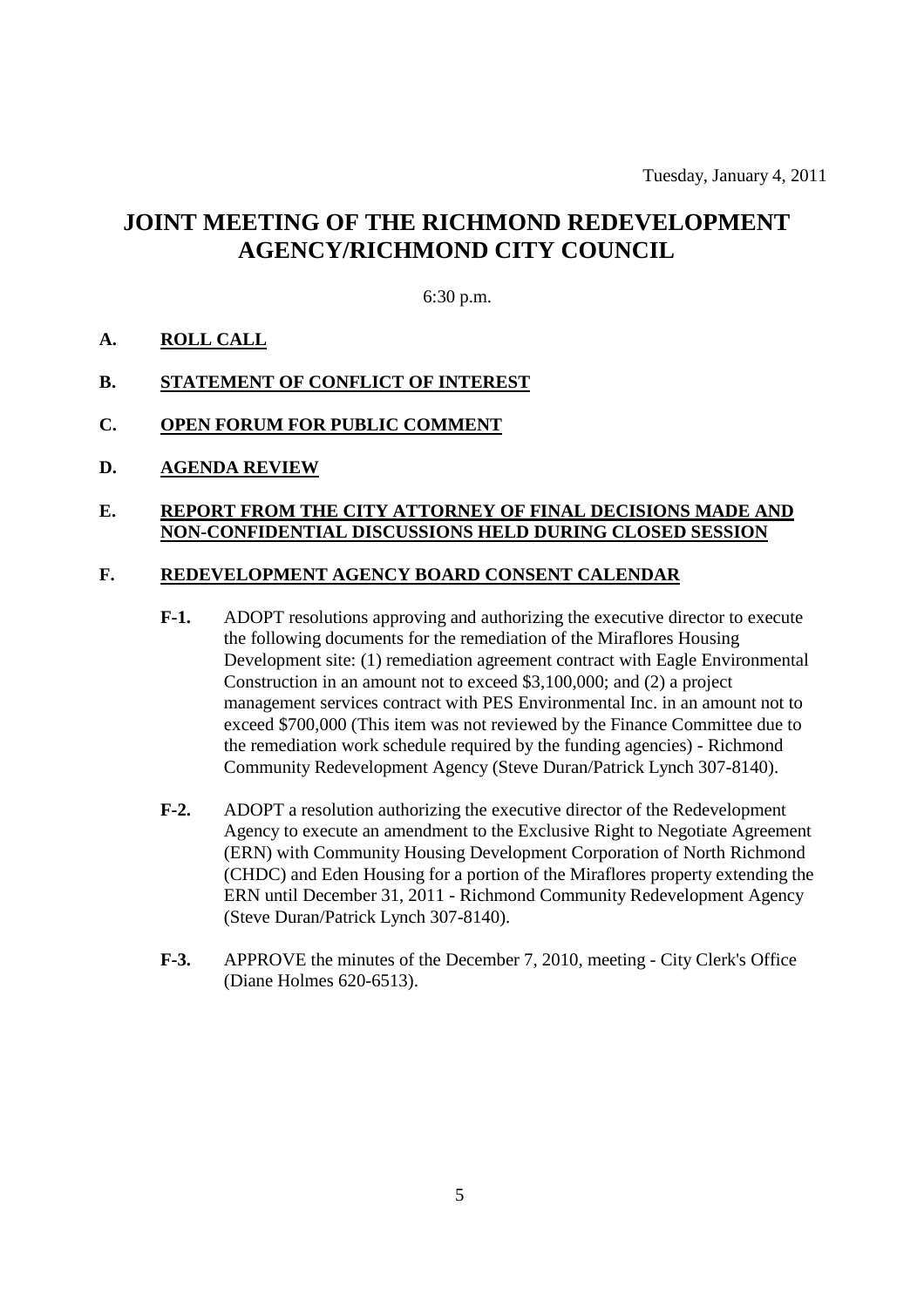Tuesday, January 4, 2011

# JOINT MEETING OF THE RICHMOND REDEVELOPMENT AGENCY/RICHMOND CITY COUNCIL

6:30 p.m.

**A. ROLL CALL**

**B. STATEMENT OF CONFLICT OF INTEREST**

**C. OPEN FORUM FOR PUBLIC COMMENT**

**D. AGENDA REVIEW**

**E. REPORT FROM THE CITY ATTORNEY OF FINAL DECISIONS MADE AND NON-CONFIDENTIAL DISCUSSIONS HELD DURING CLOSED SESSION**

**F. REDEVELOPMENT AGENCY BOARD CONSENT CALENDAR**

**F-1.** ADOPT resolutions approving and authorizing the executive director to execute the following documents for the remediation of the Miraflores Housing Development site: (1) remediation agreement contract with Eagle Environmental Construction in an amount not to exceed $3,100,000; and (2) a project management services contract with PES Environmental Inc. in an amount not to exceed $700,000 (This item was not reviewed by the Finance Committee due to the remediation work schedule required by the funding agencies) - Richmond Community Redevelopment Agency (Steve Duran/Patrick Lynch 307-8140).

**F-2.** ADOPT a resolution authorizing the executive director of the Redevelopment Agency to execute an amendment to the Exclusive Right to Negotiate Agreement (ERN) with Community Housing Development Corporation of North Richmond (CHDC) and Eden Housing for a portion of the Miraflores property extending the ERN until December 31, 2011 - Richmond Community Redevelopment Agency (Steve Duran/Patrick Lynch 307-8140).

**F-3.** APPROVE the minutes of the December 7, 2010, meeting - City Clerk's Office (Diane Holmes 620-6513).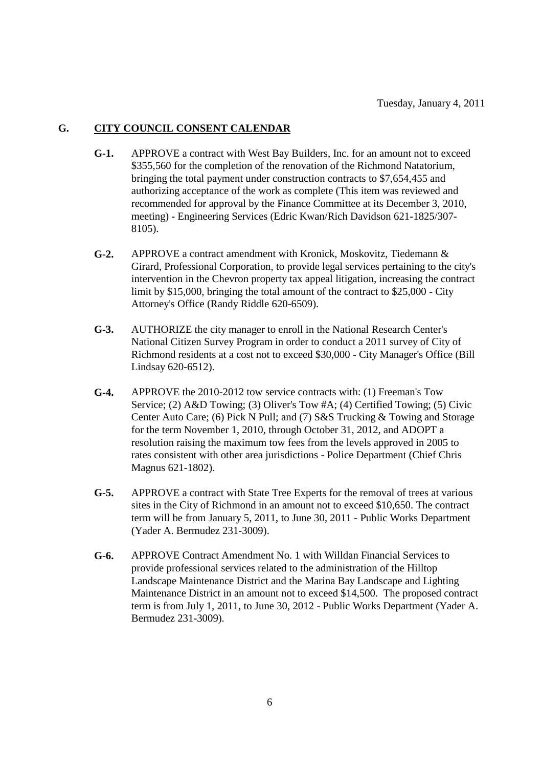Tuesday, January 4, 2011

## G. CITY COUNCIL CONSENT CALENDAR

**G-1.** APPROVE a contract with West Bay Builders, Inc. for an amount not to exceed $355,560 for the completion of the renovation of the Richmond Natatorium, bringing the total payment under construction contracts to $7,654,455 and authorizing acceptance of the work as complete (This item was reviewed and recommended for approval by the Finance Committee at its December 3, 2010, meeting) - Engineering Services (Edric Kwan/Rich Davidson 621-1825/307-8105).

**G-2.** APPROVE a contract amendment with Kronick, Moskovitz, Tiedemann & Girard, Professional Corporation, to provide legal services pertaining to the city's intervention in the Chevron property tax appeal litigation, increasing the contract limit by $15,000, bringing the total amount of the contract to $25,000 - City Attorney's Office (Randy Riddle 620-6509).

**G-3.** AUTHORIZE the city manager to enroll in the National Research Center's National Citizen Survey Program in order to conduct a 2011 survey of City of Richmond residents at a cost not to exceed $30,000 - City Manager's Office (Bill Lindsay 620-6512).

**G-4.** APPROVE the 2010-2012 tow service contracts with: (1) Freeman's Tow Service; (2) A&D Towing; (3) Oliver's Tow #A; (4) Certified Towing; (5) Civic Center Auto Care; (6) Pick N Pull; and (7) S&S Trucking & Towing and Storage for the term November 1, 2010, through October 31, 2012, and ADOPT a resolution raising the maximum tow fees from the levels approved in 2005 to rates consistent with other area jurisdictions - Police Department (Chief Chris Magnus 621-1802).

**G-5.** APPROVE a contract with State Tree Experts for the removal of trees at various sites in the City of Richmond in an amount not to exceed $10,650. The contract term will be from January 5, 2011, to June 30, 2011 - Public Works Department (Yader A. Bermudez 231-3009).

**G-6.** APPROVE Contract Amendment No. 1 with Willdan Financial Services to provide professional services related to the administration of the Hilltop Landscape Maintenance District and the Marina Bay Landscape and Lighting Maintenance District in an amount not to exceed $14,500. The proposed contract term is from July 1, 2011, to June 30, 2012 - Public Works Department (Yader A. Bermudez 231-3009).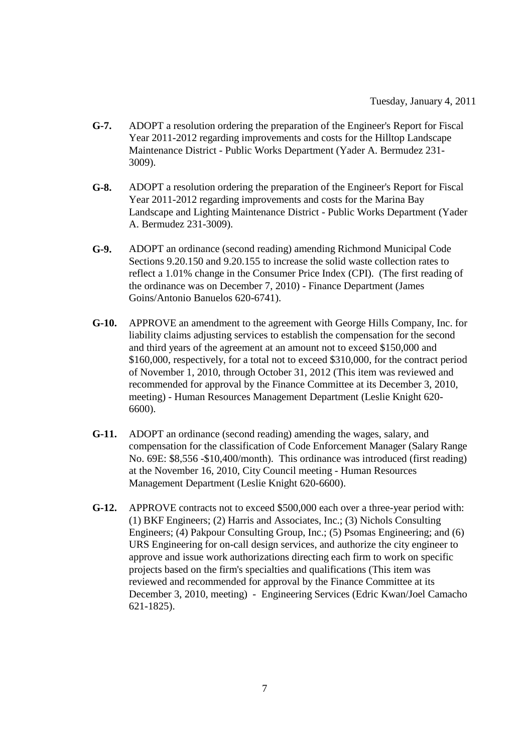Tuesday, January 4, 2011

**G-7.** ADOPT a resolution ordering the preparation of the Engineer's Report for Fiscal Year 2011-2012 regarding improvements and costs for the Hilltop Landscape Maintenance District - Public Works Department (Yader A. Bermudez 231-3009).

**G-8.** ADOPT a resolution ordering the preparation of the Engineer's Report for Fiscal Year 2011-2012 regarding improvements and costs for the Marina Bay Landscape and Lighting Maintenance District - Public Works Department (Yader A. Bermudez 231-3009).

**G-9.** ADOPT an ordinance (second reading) amending Richmond Municipal Code Sections 9.20.150 and 9.20.155 to increase the solid waste collection rates to reflect a 1.01% change in the Consumer Price Index (CPI). (The first reading of the ordinance was on December 7, 2010) - Finance Department (James Goins/Antonio Banuelos 620-6741).

**G-10.** APPROVE an amendment to the agreement with George Hills Company, Inc. for liability claims adjusting services to establish the compensation for the second and third years of the agreement at an amount not to exceed $150,000 and $160,000, respectively, for a total not to exceed $310,000, for the contract period of November 1, 2010, through October 31, 2012 (This item was reviewed and recommended for approval by the Finance Committee at its December 3, 2010, meeting) - Human Resources Management Department (Leslie Knight 620-6600).

**G-11.** ADOPT an ordinance (second reading) amending the wages, salary, and compensation for the classification of Code Enforcement Manager (Salary Range No. 69E: $8,556 -$10,400/month). This ordinance was introduced (first reading) at the November 16, 2010, City Council meeting - Human Resources Management Department (Leslie Knight 620-6600).

**G-12.** APPROVE contracts not to exceed $500,000 each over a three-year period with: (1) BKF Engineers; (2) Harris and Associates, Inc.; (3) Nichols Consulting Engineers; (4) Pakpour Consulting Group, Inc.; (5) Psomas Engineering; and (6) URS Engineering for on-call design services, and authorize the city engineer to approve and issue work authorizations directing each firm to work on specific projects based on the firm's specialties and qualifications (This item was reviewed and recommended for approval by the Finance Committee at its December 3, 2010, meeting) - Engineering Services (Edric Kwan/Joel Camacho 621-1825).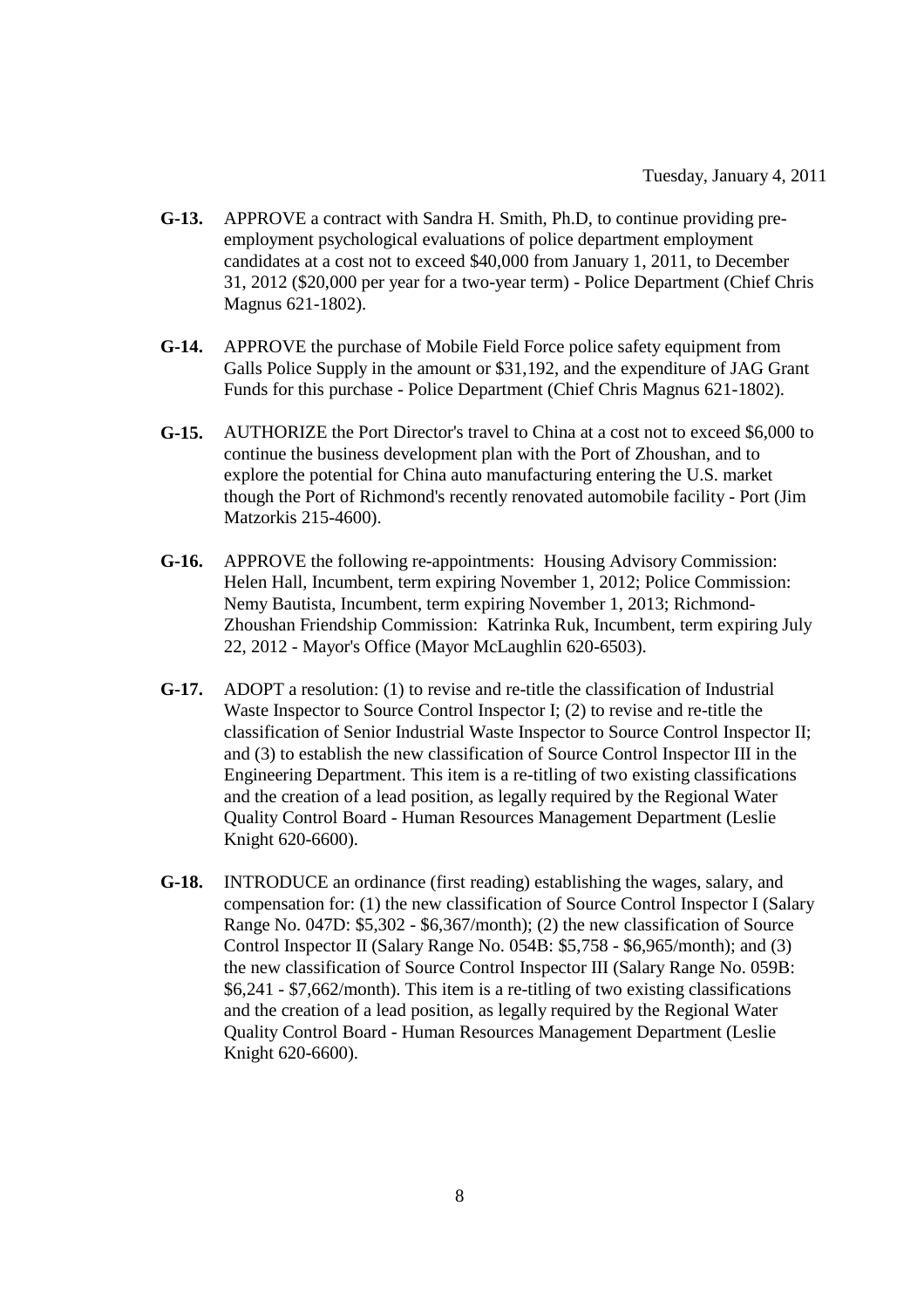Tuesday, January 4, 2011

**G-13.** APPROVE a contract with Sandra H. Smith, Ph.D, to continue providing pre-employment psychological evaluations of police department employment candidates at a cost not to exceed $40,000 from January 1, 2011, to December 31, 2012 ($20,000 per year for a two-year term) - Police Department (Chief Chris Magnus 621-1802).

**G-14.** APPROVE the purchase of Mobile Field Force police safety equipment from Galls Police Supply in the amount or $31,192, and the expenditure of JAG Grant Funds for this purchase - Police Department (Chief Chris Magnus 621-1802).

**G-15.** AUTHORIZE the Port Director's travel to China at a cost not to exceed $6,000 to continue the business development plan with the Port of Zhoushan, and to explore the potential for China auto manufacturing entering the U.S. market though the Port of Richmond's recently renovated automobile facility - Port (Jim Matzorkis 215-4600).

**G-16.** APPROVE the following re-appointments: Housing Advisory Commission: Helen Hall, Incumbent, term expiring November 1, 2012; Police Commission: Nemy Bautista, Incumbent, term expiring November 1, 2013; Richmond-Zhoushan Friendship Commission: Katrinka Ruk, Incumbent, term expiring July 22, 2012 - Mayor's Office (Mayor McLaughlin 620-6503).

**G-17.** ADOPT a resolution: (1) to revise and re-title the classification of Industrial Waste Inspector to Source Control Inspector I; (2) to revise and re-title the classification of Senior Industrial Waste Inspector to Source Control Inspector II; and (3) to establish the new classification of Source Control Inspector III in the Engineering Department. This item is a re-titling of two existing classifications and the creation of a lead position, as legally required by the Regional Water Quality Control Board - Human Resources Management Department (Leslie Knight 620-6600).

**G-18.** INTRODUCE an ordinance (first reading) establishing the wages, salary, and compensation for: (1) the new classification of Source Control Inspector I (Salary Range No. 047D: $5,302 - $6,367/month); (2) the new classification of Source Control Inspector II (Salary Range No. 054B: $5,758 - $6,965/month); and (3) the new classification of Source Control Inspector III (Salary Range No. 059B: $6,241 - $7,662/month). This item is a re-titling of two existing classifications and the creation of a lead position, as legally required by the Regional Water Quality Control Board - Human Resources Management Department (Leslie Knight 620-6600).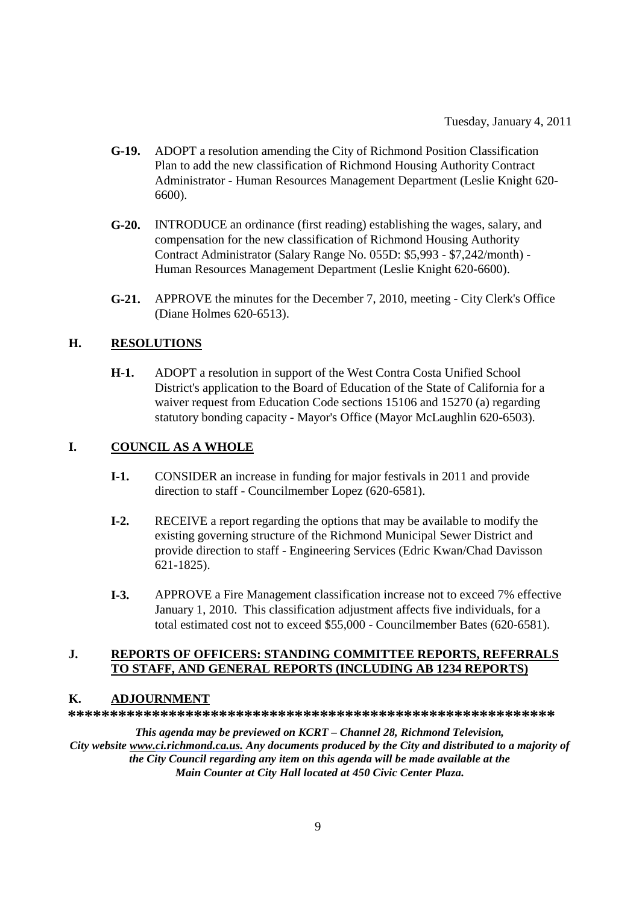- **G-19.** ADOPT a resolution amending the City of Richmond Position Classification Plan to add the new classification of Richmond Housing Authority Contract Administrator - Human Resources Management Department (Leslie Knight 620-6600).

- **G-20.** INTRODUCE an ordinance (first reading) establishing the wages, salary, and compensation for the new classification of Richmond Housing Authority Contract Administrator (Salary Range No. 055D: $5,993 - $7,242/month) - Human Resources Management Department (Leslie Knight 620-6600).

- **G-21.** APPROVE the minutes for the December 7, 2010, meeting - City Clerk's Office (Diane Holmes 620-6513).

## H. RESOLUTIONS

- **H-1.** ADOPT a resolution in support of the West Contra Costa Unified School District's application to the Board of Education of the State of California for a waiver request from Education Code sections 15106 and 15270 (a) regarding statutory bonding capacity - Mayor's Office (Mayor McLaughlin 620-6503).

## I. COUNCIL AS A WHOLE

- **I-1.** CONSIDER an increase in funding for major festivals in 2011 and provide direction to staff - Councilmember Lopez (620-6581).

- **I-2.** RECEIVE a report regarding the options that may be available to modify the existing governing structure of the Richmond Municipal Sewer District and provide direction to staff - Engineering Services (Edric Kwan/Chad Davisson 621-1825).

- **I-3.** APPROVE a Fire Management classification increase not to exceed 7% effective January 1, 2010. This classification adjustment affects five individuals, for a total estimated cost not to exceed $55,000 - Councilmember Bates (620-6581).

## J. REPORTS OF OFFICERS: STANDING COMMITTEE REPORTS, REFERRALS TO STAFF, AND GENERAL REPORTS (INCLUDING AB 1234 REPORTS)

## K. ADJOURNMENT

**************************************************************

***This agenda may be previewed on KCRT – Channel 28, Richmond Television, City website www.ci.richmond.ca.us. Any documents produced by the City and distributed to a majority of the City Council regarding any item on this agenda will be made available at the Main Counter at City Hall located at 450 Civic Center Plaza.***